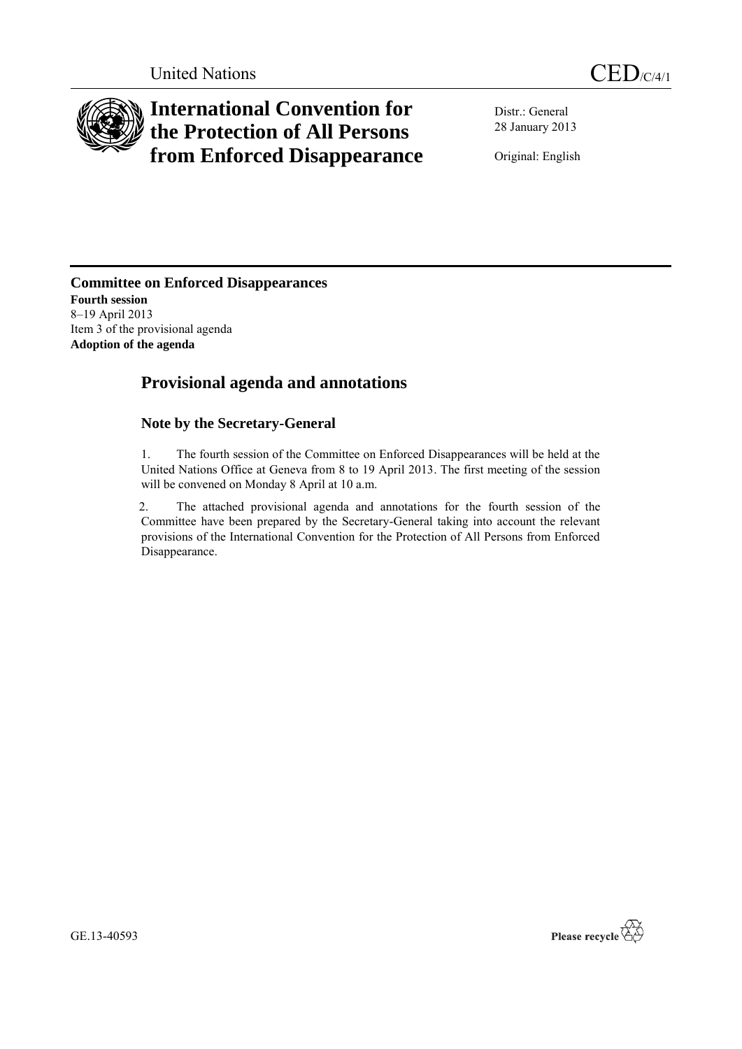United Nations

CED/C/4/1

# International Convention for the Protection of All Persons from Enforced Disappearance

Distr.: General
28 January 2013

Original: English

**Committee on Enforced Disappearances**
**Fourth session**
8–19 April 2013
Item 3 of the provisional agenda
**Adoption of the agenda**

## Provisional agenda and annotations

### Note by the Secretary-General

1. The fourth session of the Committee on Enforced Disappearances will be held at the United Nations Office at Geneva from 8 to 19 April 2013. The first meeting of the session will be convened on Monday 8 April at 10 a.m.

2. The attached provisional agenda and annotations for the fourth session of the Committee have been prepared by the Secretary-General taking into account the relevant provisions of the International Convention for the Protection of All Persons from Enforced Disappearance.

GE.13-40593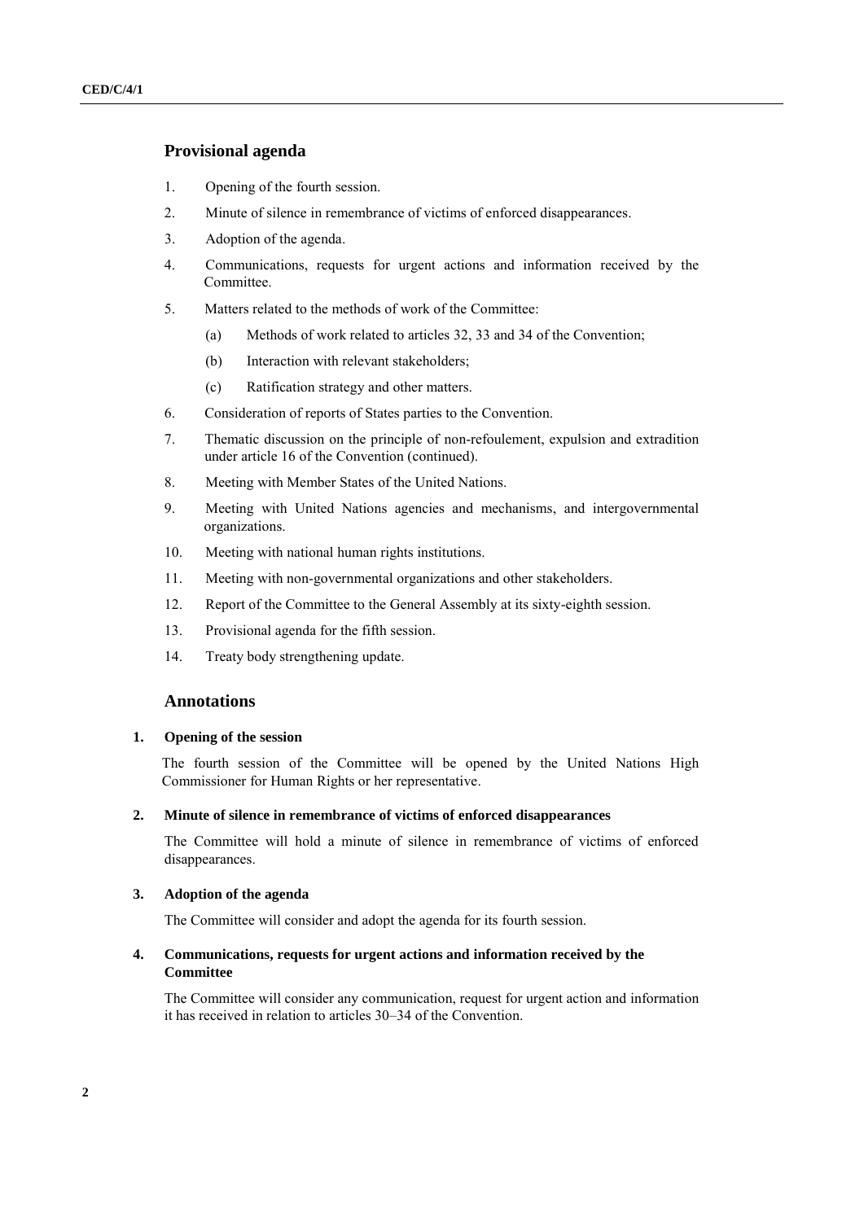## Provisional agenda

1. Opening of the fourth session.
2. Minute of silence in remembrance of victims of enforced disappearances.
3. Adoption of the agenda.
4. Communications, requests for urgent actions and information received by the Committee.
5. Matters related to the methods of work of the Committee:
    (a) Methods of work related to articles 32, 33 and 34 of the Convention;
    (b) Interaction with relevant stakeholders;
    (c) Ratification strategy and other matters.
6. Consideration of reports of States parties to the Convention.
7. Thematic discussion on the principle of non-refoulement, expulsion and extradition under article 16 of the Convention (continued).
8. Meeting with Member States of the United Nations.
9. Meeting with United Nations agencies and mechanisms, and intergovernmental organizations.
10. Meeting with national human rights institutions.
11. Meeting with non-governmental organizations and other stakeholders.
12. Report of the Committee to the General Assembly at its sixty-eighth session.
13. Provisional agenda for the fifth session.
14. Treaty body strengthening update.

## Annotations

### 1. Opening of the session

The fourth session of the Committee will be opened by the United Nations High Commissioner for Human Rights or her representative.

### 2. Minute of silence in remembrance of victims of enforced disappearances

The Committee will hold a minute of silence in remembrance of victims of enforced disappearances.

### 3. Adoption of the agenda

The Committee will consider and adopt the agenda for its fourth session.

### 4. Communications, requests for urgent actions and information received by the Committee

The Committee will consider any communication, request for urgent action and information it has received in relation to articles 30–34 of the Convention.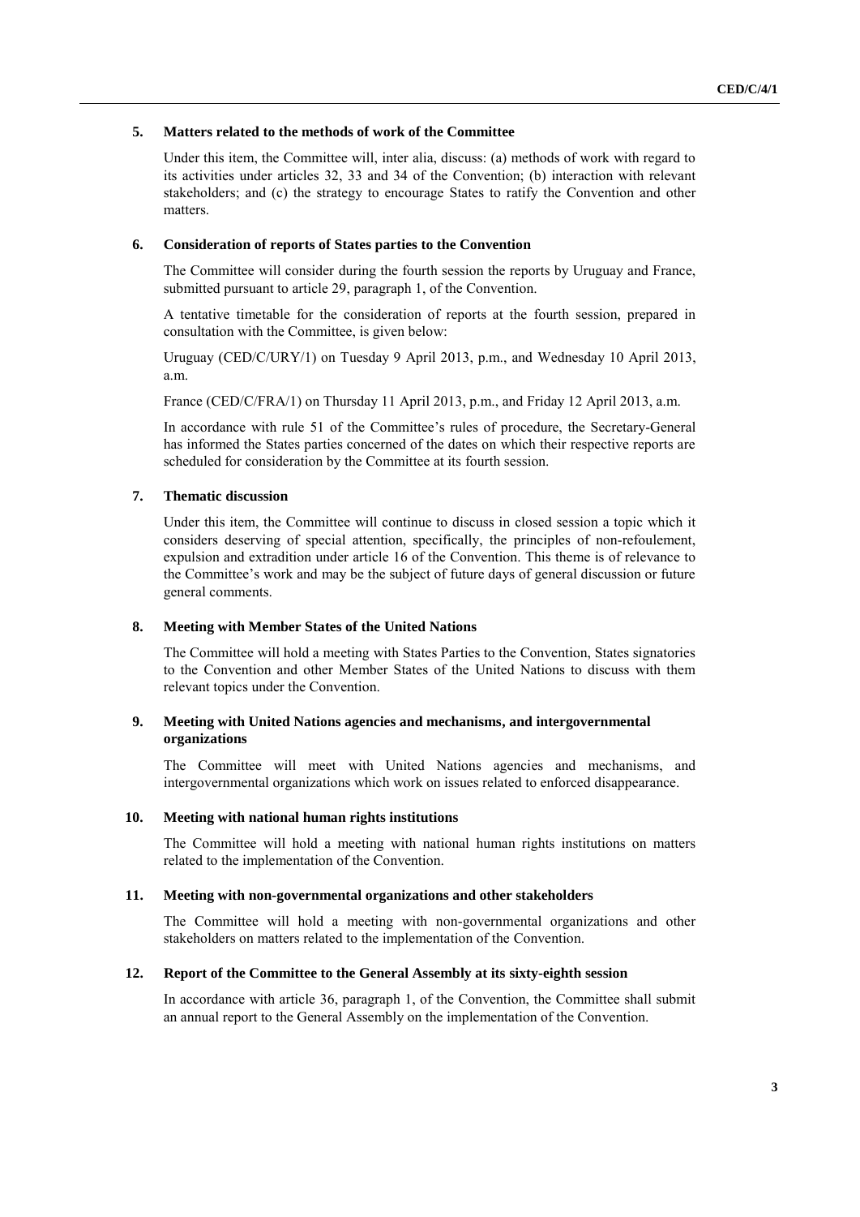### 5. Matters related to the methods of work of the Committee

Under this item, the Committee will, inter alia, discuss: (a) methods of work with regard to its activities under articles 32, 33 and 34 of the Convention; (b) interaction with relevant stakeholders; and (c) the strategy to encourage States to ratify the Convention and other matters.

### 6. Consideration of reports of States parties to the Convention

The Committee will consider during the fourth session the reports by Uruguay and France, submitted pursuant to article 29, paragraph 1, of the Convention.

A tentative timetable for the consideration of reports at the fourth session, prepared in consultation with the Committee, is given below:

Uruguay (CED/C/URY/1) on Tuesday 9 April 2013, p.m., and Wednesday 10 April 2013, a.m.

France (CED/C/FRA/1) on Thursday 11 April 2013, p.m., and Friday 12 April 2013, a.m.

In accordance with rule 51 of the Committee's rules of procedure, the Secretary-General has informed the States parties concerned of the dates on which their respective reports are scheduled for consideration by the Committee at its fourth session.

### 7. Thematic discussion

Under this item, the Committee will continue to discuss in closed session a topic which it considers deserving of special attention, specifically, the principles of non-refoulement, expulsion and extradition under article 16 of the Convention. This theme is of relevance to the Committee's work and may be the subject of future days of general discussion or future general comments.

### 8. Meeting with Member States of the United Nations

The Committee will hold a meeting with States Parties to the Convention, States signatories to the Convention and other Member States of the United Nations to discuss with them relevant topics under the Convention.

### 9. Meeting with United Nations agencies and mechanisms, and intergovernmental organizations

The Committee will meet with United Nations agencies and mechanisms, and intergovernmental organizations which work on issues related to enforced disappearance.

### 10. Meeting with national human rights institutions

The Committee will hold a meeting with national human rights institutions on matters related to the implementation of the Convention.

### 11. Meeting with non-governmental organizations and other stakeholders

The Committee will hold a meeting with non-governmental organizations and other stakeholders on matters related to the implementation of the Convention.

### 12. Report of the Committee to the General Assembly at its sixty-eighth session

In accordance with article 36, paragraph 1, of the Convention, the Committee shall submit an annual report to the General Assembly on the implementation of the Convention.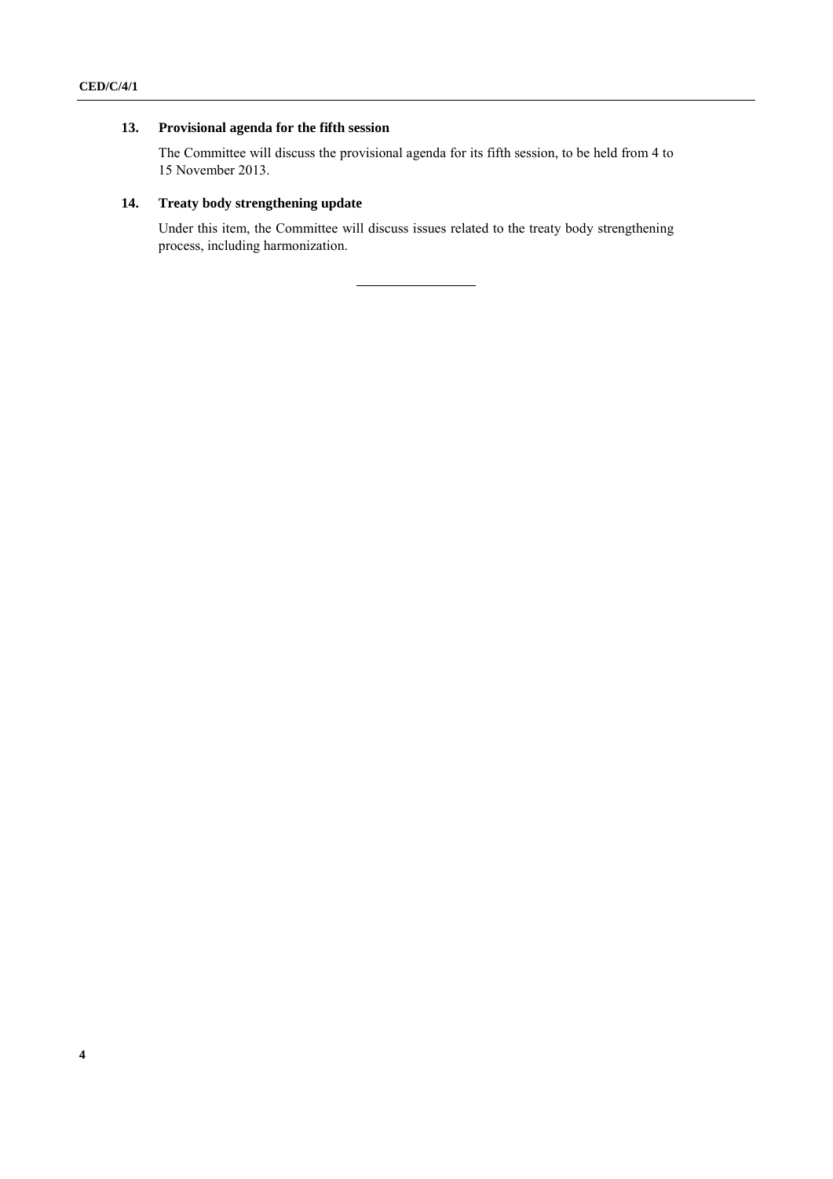### 13. Provisional agenda for the fifth session

The Committee will discuss the provisional agenda for its fifth session, to be held from 4 to 15 November 2013.

### 14. Treaty body strengthening update

Under this item, the Committee will discuss issues related to the treaty body strengthening process, including harmonization.